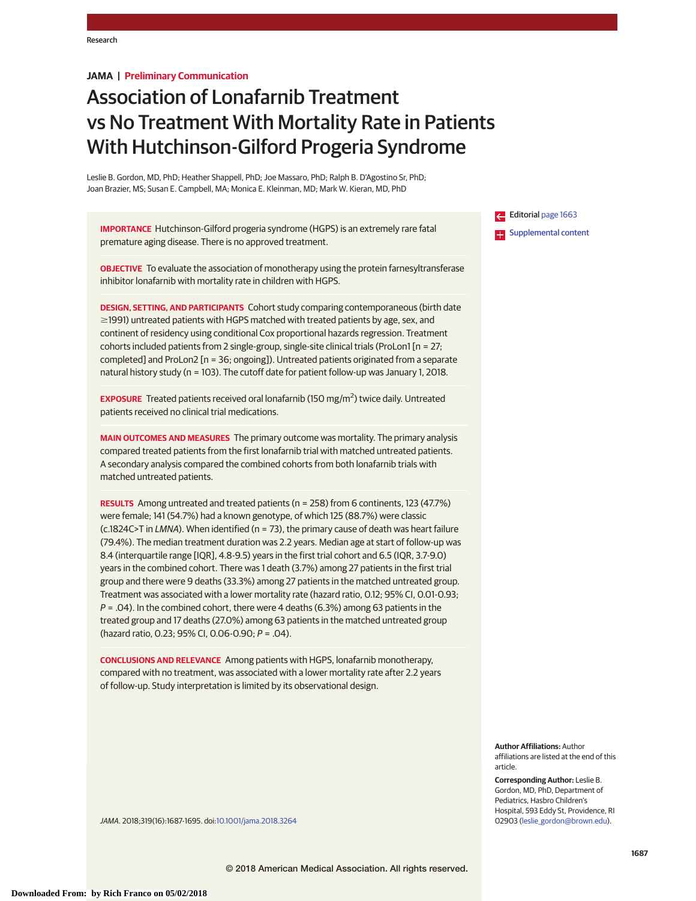JAMA | Preliminary Communication

# Association of Lonafarnib Treatment vs No Treatment With Mortality Rate in Patients With Hutchinson-Gilford Progeria Syndrome

Leslie B. Gordon, MD, PhD; Heather Shappell, PhD; Joe Massaro, PhD; Ralph B. D'Agostino Sr, PhD; Joan Brazier, MS; Susan E. Campbell, MA; Monica E. Kleinman, MD; Mark W. Kieran, MD, PhD

**IMPORTANCE** Hutchinson-Gilford progeria syndrome (HGPS) is an extremely rare fatal premature aging disease. There is no approved treatment.

**OBJECTIVE** To evaluate the association of monotherapy using the protein farnesyltransferase inhibitor lonafarnib with mortality rate in children with HGPS.

**DESIGN, SETTING, AND PARTICIPANTS** Cohort study comparing contemporaneous (birth date ≥1991) untreated patients with HGPS matched with treated patients by age, sex, and continent of residency using conditional Cox proportional hazards regression. Treatment cohorts included patients from 2 single-group, single-site clinical trials (ProLon1 [n = 27; completed] and ProLon2 [n = 36; ongoing]). Untreated patients originated from a separate natural history study (n = 103). The cutoff date for patient follow-up was January 1, 2018.

**EXPOSURE** Treated patients received oral lonafarnib (150 mg/m$^2$) twice daily. Untreated patients received no clinical trial medications.

**MAIN OUTCOMES AND MEASURES** The primary outcome was mortality. The primary analysis compared treated patients from the first lonafarnib trial with matched untreated patients. A secondary analysis compared the combined cohorts from both lonafarnib trials with matched untreated patients.

**RESULTS** Among untreated and treated patients (n = 258) from 6 continents, 123 (47.7%) were female; 141 (54.7%) had a known genotype, of which 125 (88.7%) were classic (c.1824C>T in *LMNA*). When identified (n = 73), the primary cause of death was heart failure (79.4%). The median treatment duration was 2.2 years. Median age at start of follow-up was 8.4 (interquartile range [IQR], 4.8-9.5) years in the first trial cohort and 6.5 (IQR, 3.7-9.0) years in the combined cohort. There was 1 death (3.7%) among 27 patients in the first trial group and there were 9 deaths (33.3%) among 27 patients in the matched untreated group. Treatment was associated with a lower mortality rate (hazard ratio, 0.12; 95% CI, 0.01-0.93; *P* = .04). In the combined cohort, there were 4 deaths (6.3%) among 63 patients in the treated group and 17 deaths (27.0%) among 63 patients in the matched untreated group (hazard ratio, 0.23; 95% CI, 0.06-0.90; *P* = .04).

**CONCLUSIONS AND RELEVANCE** Among patients with HGPS, lonafarnib monotherapy, compared with no treatment, was associated with a lower mortality rate after 2.2 years of follow-up. Study interpretation is limited by its observational design.

*JAMA*. 2018;319(16):1687-1695. doi:10.1001/jama.2018.3264

Editorial page 1663

Supplemental content

**Author Affiliations:** Author affiliations are listed at the end of this article.

**Corresponding Author:** Leslie B. Gordon, MD, PhD, Department of Pediatrics, Hasbro Children's Hospital, 593 Eddy St, Providence, RI 02903 (leslie_gordon@brown.edu).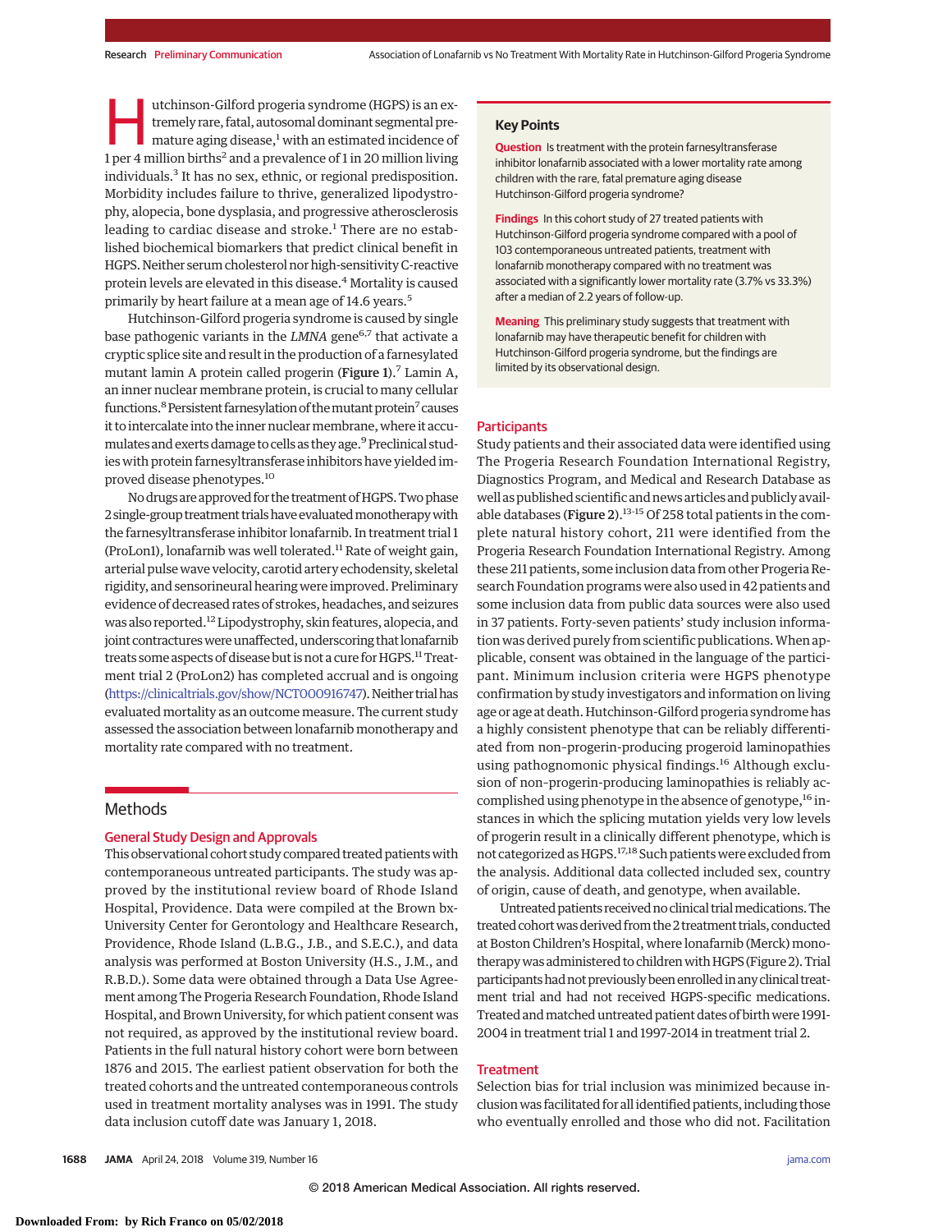Hutchinson-Gilford progeria syndrome (HGPS) is an extremely rare, fatal, autosomal dominant segmental premature aging disease,[1] with an estimated incidence of 1 per 4 million births[2] and a prevalence of 1 in 20 million living individuals.[3] It has no sex, ethnic, or regional predisposition. Morbidity includes failure to thrive, generalized lipodystrophy, alopecia, bone dysplasia, and progressive atherosclerosis leading to cardiac disease and stroke.[1] There are no established biochemical biomarkers that predict clinical benefit in HGPS. Neither serum cholesterol nor high-sensitivity C-reactive protein levels are elevated in this disease.[4] Mortality is caused primarily by heart failure at a mean age of 14.6 years.[5]

Hutchinson-Gilford progeria syndrome is caused by single base pathogenic variants in the *LMNA* gene[6,7] that activate a cryptic splice site and result in the production of a farnesylated mutant lamin A protein called progerin (**Figure 1**).[7] Lamin A, an inner nuclear membrane protein, is crucial to many cellular functions.[8] Persistent farnesylation of the mutant protein[7] causes it to intercalate into the inner nuclear membrane, where it accumulates and exerts damage to cells as they age.[9] Preclinical studies with protein farnesyltransferase inhibitors have yielded improved disease phenotypes.[10]

No drugs are approved for the treatment of HGPS. Two phase 2 single-group treatment trials have evaluated monotherapy with the farnesyltransferase inhibitor lonafarnib. In treatment trial 1 (ProLon1), lonafarnib was well tolerated.[11] Rate of weight gain, arterial pulse wave velocity, carotid artery echodensity, skeletal rigidity, and sensorineural hearing were improved. Preliminary evidence of decreased rates of strokes, headaches, and seizures was also reported.[12] Lipodystrophy, skin features, alopecia, and joint contractures were unaffected, underscoring that lonafarnib treats some aspects of disease but is not a cure for HGPS.[11] Treatment trial 2 (ProLon2) has completed accrual and is ongoing (https://clinicaltrials.gov/show/NCT00916747). Neither trial has evaluated mortality as an outcome measure. The current study assessed the association between lonafarnib monotherapy and mortality rate compared with no treatment.

## Key Points

**Question** Is treatment with the protein farnesyltransferase inhibitor lonafarnib associated with a lower mortality rate among children with the rare, fatal premature aging disease Hutchinson-Gilford progeria syndrome?

**Findings** In this cohort study of 27 treated patients with Hutchinson-Gilford progeria syndrome compared with a pool of 103 contemporaneous untreated patients, treatment with lonafarnib monotherapy compared with no treatment was associated with a significantly lower mortality rate (3.7% vs 33.3%) after a median of 2.2 years of follow-up.

**Meaning** This preliminary study suggests that treatment with lonafarnib may have therapeutic benefit for children with Hutchinson-Gilford progeria syndrome, but the findings are limited by its observational design.

## Methods

### General Study Design and Approvals

This observational cohort study compared treated patients with contemporaneous untreated participants. The study was approved by the institutional review board of Rhode Island Hospital, Providence. Data were compiled at the Brown bx-University Center for Gerontology and Healthcare Research, Providence, Rhode Island (L.B.G., J.B., and S.E.C.), and data analysis was performed at Boston University (H.S., J.M., and R.B.D.). Some data were obtained through a Data Use Agreement among The Progeria Research Foundation, Rhode Island Hospital, and Brown University, for which patient consent was not required, as approved by the institutional review board. Patients in the full natural history cohort were born between 1876 and 2015. The earliest patient observation for both the treated cohorts and the untreated contemporaneous controls used in treatment mortality analyses was in 1991. The study data inclusion cutoff date was January 1, 2018.

### Participants

Study patients and their associated data were identified using The Progeria Research Foundation International Registry, Diagnostics Program, and Medical and Research Database as well as published scientific and news articles and publicly available databases (**Figure 2**).[13-15] Of 258 total patients in the complete natural history cohort, 211 were identified from the Progeria Research Foundation International Registry. Among these 211 patients, some inclusion data from other Progeria Research Foundation programs were also used in 42 patients and some inclusion data from public data sources were also used in 37 patients. Forty-seven patients' study inclusion information was derived purely from scientific publications. When applicable, consent was obtained in the language of the participant. Minimum inclusion criteria were HGPS phenotype confirmation by study investigators and information on living age or age at death. Hutchinson-Gilford progeria syndrome has a highly consistent phenotype that can be reliably differentiated from non-progerin-producing progeroid laminopathies using pathognomonic physical findings.[16] Although exclusion of non-progerin-producing laminopathies is reliably accomplished using phenotype in the absence of genotype,[16] instances in which the splicing mutation yields very low levels of progerin result in a clinically different phenotype, which is not categorized as HGPS.[17,18] Such patients were excluded from the analysis. Additional data collected included sex, country of origin, cause of death, and genotype, when available.

Untreated patients received no clinical trial medications. The treated cohort was derived from the 2 treatment trials, conducted at Boston Children's Hospital, where lonafarnib (Merck) monotherapy was administered to children with HGPS (Figure 2). Trial participants had not previously been enrolled in any clinical treatment trial and had not received HGPS-specific medications. Treated and matched untreated patient dates of birth were 1991-2004 in treatment trial 1 and 1997-2014 in treatment trial 2.

### Treatment

Selection bias for trial inclusion was minimized because inclusion was facilitated for all identified patients, including those who eventually enrolled and those who did not. Facilitation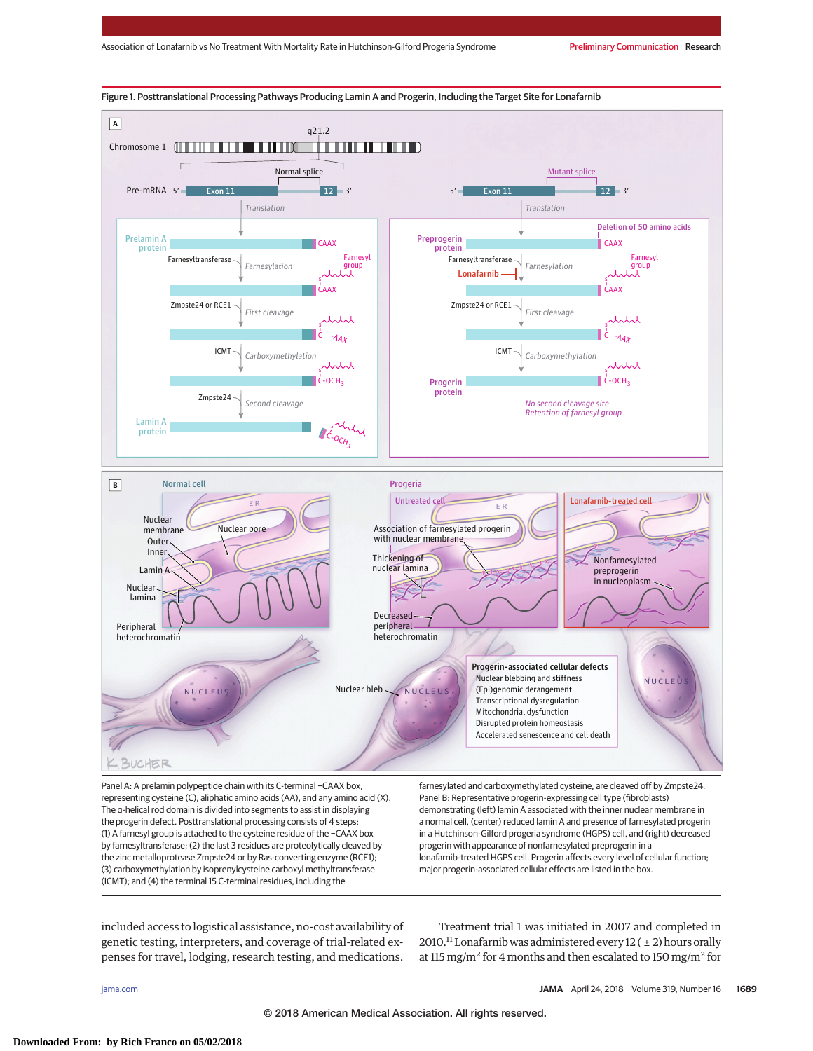**Figure 1. Posttranslational Processing Pathways Producing Lamin A and Progerin, Including the Target Site for Lonafarnib**

Panel A: A prelamin polypeptide chain with its C-terminal −CAAX box, representing cysteine (C), aliphatic amino acids (AA), and any amino acid (X). The α-helical rod domain is divided into segments to assist in displaying the progerin defect. Posttranslational processing consists of 4 steps: (1) A farnesyl group is attached to the cysteine residue of the −CAAX box by farnesyltransferase; (2) the last 3 residues are proteolytically cleaved by the zinc metalloprotease Zmpste24 or by Ras-converting enzyme (RCE1); (3) carboxymethylation by isoprenylcysteine carboxyl methyltransferase (ICMT); and (4) the terminal 15 C-terminal residues, including the farnesylated and carboxymethylated cysteine, are cleaved off by Zmpste24. Panel B: Representative progerin-expressing cell type (fibroblasts) demonstrating (left) lamin A associated with the inner nuclear membrane in a normal cell, (center) reduced lamin A and presence of farnesylated progerin in a Hutchinson-Gilford progeria syndrome (HGPS) cell, and (right) decreased progerin with appearance of nonfarnesylated preprogerin in a lonafarnib-treated HGPS cell. Progerin affects every level of cellular function; major progerin-associated cellular effects are listed in the box.

included access to logistical assistance, no-cost availability of genetic testing, interpreters, and coverage of trial-related expenses for travel, lodging, research testing, and medications.

Treatment trial 1 was initiated in 2007 and completed in 2010.[11] Lonafarnib was administered every 12 ( ± 2) hours orally at 115 mg/m$^2$ for 4 months and then escalated to 150 mg/m$^2$ for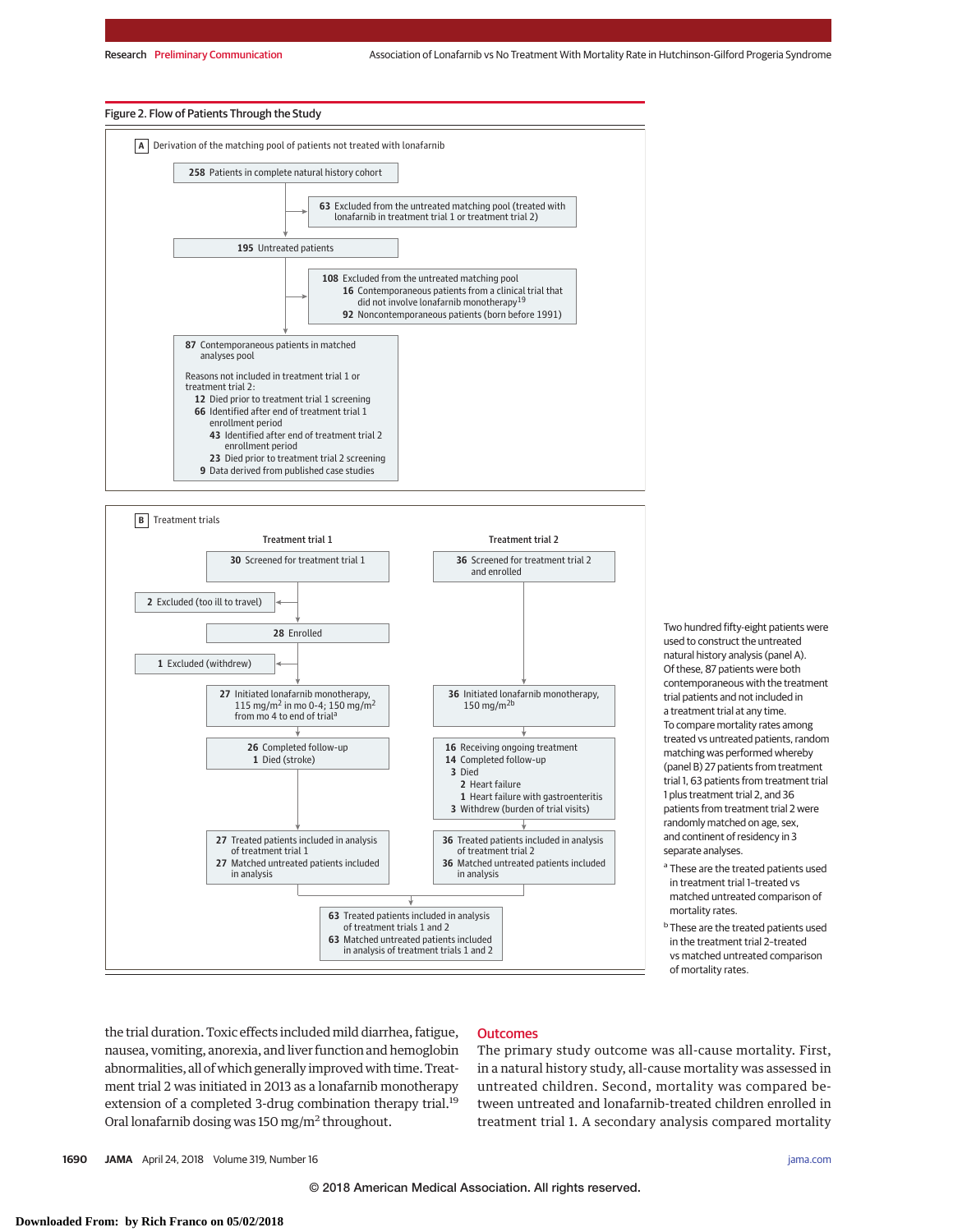Figure 2. Flow of Patients Through the Study

**A** Derivation of the matching pool of patients not treated with lonafarnib

**258** Patients in complete natural history cohort

**63** Excluded from the untreated matching pool (treated with lonafarnib in treatment trial 1 or treatment trial 2)

**195** Untreated patients

**108** Excluded from the untreated matching pool
- **16** Contemporaneous patients from a clinical trial that did not involve lonafarnib monotherapy[19]
- **92** Noncontemporaneous patients (born before 1991)

**87** Contemporaneous patients in matched analyses pool

Reasons not included in treatment trial 1 or treatment trial 2:
- **12** Died prior to treatment trial 1 screening
- **66** Identified after end of treatment trial 1 enrollment period
  - **43** Identified after end of treatment trial 2 enrollment period
  - **23** Died prior to treatment trial 2 screening
- **9** Data derived from published case studies

**B** Treatment trials

Treatment trial 1

**30** Screened for treatment trial 1

**2** Excluded (too ill to travel)

**28** Enrolled

**1** Excluded (withdrew)

**27** Initiated lonafarnib monotherapy, 115 mg/m$^2$ in mo 0-4; 150 mg/m$^2$ from mo 4 to end of trial[a]

**26** Completed follow-up
**1** Died (stroke)

**27** Treated patients included in analysis of treatment trial 1
**27** Matched untreated patients included in analysis

Treatment trial 2

**36** Screened for treatment trial 2 and enrolled

**36** Initiated lonafarnib monotherapy, 150 mg/m$^2$[b]

**16** Receiving ongoing treatment
**14** Completed follow-up
**3** Died
- **2** Heart failure
- **1** Heart failure with gastroenteritis

**3** Withdrew (burden of trial visits)

**36** Treated patients included in analysis of treatment trial 2
**36** Matched untreated patients included in analysis

**63** Treated patients included in analysis of treatment trials 1 and 2
**63** Matched untreated patients included in analysis of treatment trials 1 and 2

Two hundred fifty-eight patients were used to construct the untreated natural history analysis (panel A). Of these, 87 patients were both contemporaneous with the treatment trial patients and not included in a treatment trial at any time. To compare mortality rates among treated vs untreated patients, random matching was performed whereby (panel B) 27 patients from treatment trial 1, 63 patients from treatment trial 1 plus treatment trial 2, and 36 patients from treatment trial 2 were randomly matched on age, sex, and continent of residency in 3 separate analyses.

[a] These are the treated patients used in treatment trial 1–treated vs matched untreated comparison of mortality rates.

[b] These are the treated patients used in the treatment trial 2–treated vs matched untreated comparison of mortality rates.

the trial duration. Toxic effects included mild diarrhea, fatigue, nausea, vomiting, anorexia, and liver function and hemoglobin abnormalities, all of which generally improved with time. Treatment trial 2 was initiated in 2013 as a lonafarnib monotherapy extension of a completed 3-drug combination therapy trial.[19] Oral lonafarnib dosing was 150 mg/m$^2$ throughout.

## Outcomes

The primary study outcome was all-cause mortality. First, in a natural history study, all-cause mortality was assessed in untreated children. Second, mortality was compared between untreated and lonafarnib-treated children enrolled in treatment trial 1. A secondary analysis compared mortality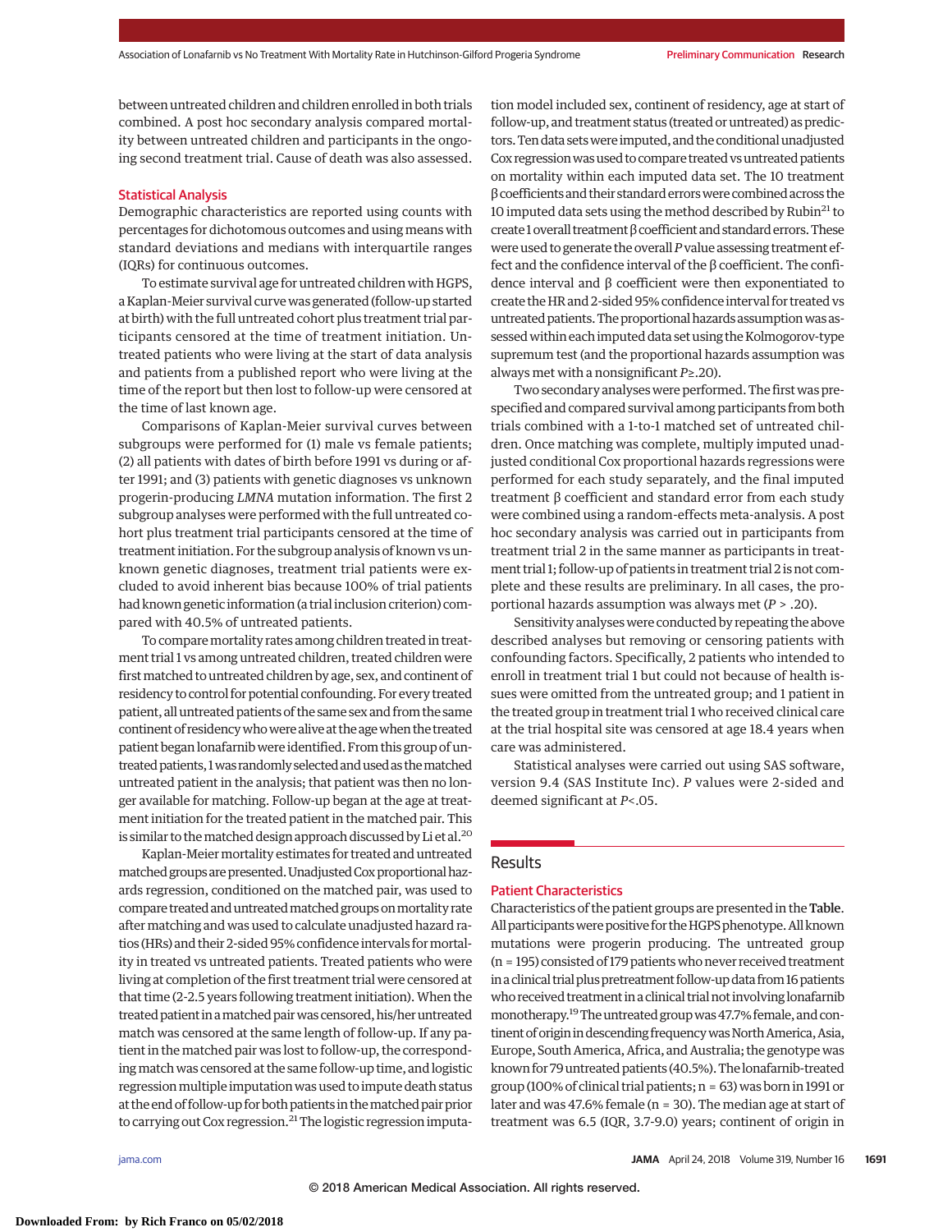between untreated children and children enrolled in both trials combined. A post hoc secondary analysis compared mortality between untreated children and participants in the ongoing second treatment trial. Cause of death was also assessed.

### Statistical Analysis

Demographic characteristics are reported using counts with percentages for dichotomous outcomes and using means with standard deviations and medians with interquartile ranges (IQRs) for continuous outcomes.

To estimate survival age for untreated children with HGPS, a Kaplan-Meier survival curve was generated (follow-up started at birth) with the full untreated cohort plus treatment trial participants censored at the time of treatment initiation. Untreated patients who were living at the start of data analysis and patients from a published report who were living at the time of the report but then lost to follow-up were censored at the time of last known age.

Comparisons of Kaplan-Meier survival curves between subgroups were performed for (1) male vs female patients; (2) all patients with dates of birth before 1991 vs during or after 1991; and (3) patients with genetic diagnoses vs unknown progerin-producing *LMNA* mutation information. The first 2 subgroup analyses were performed with the full untreated cohort plus treatment trial participants censored at the time of treatment initiation. For the subgroup analysis of known vs unknown genetic diagnoses, treatment trial patients were excluded to avoid inherent bias because 100% of trial patients had known genetic information (a trial inclusion criterion) compared with 40.5% of untreated patients.

To compare mortality rates among children treated in treatment trial 1 vs among untreated children, treated children were first matched to untreated children by age, sex, and continent of residency to control for potential confounding. For every treated patient, all untreated patients of the same sex and from the same continent of residency who were alive at the age when the treated patient began lonafarnib were identified. From this group of untreated patients, 1 was randomly selected and used as the matched untreated patient in the analysis; that patient was then no longer available for matching. Follow-up began at the age at treatment initiation for the treated patient in the matched pair. This is similar to the matched design approach discussed by Li et al.[20]

Kaplan-Meier mortality estimates for treated and untreated matched groups are presented. Unadjusted Cox proportional hazards regression, conditioned on the matched pair, was used to compare treated and untreated matched groups on mortality rate after matching and was used to calculate unadjusted hazard ratios (HRs) and their 2-sided 95% confidence intervals for mortality in treated vs untreated patients. Treated patients who were living at completion of the first treatment trial were censored at that time (2-2.5 years following treatment initiation). When the treated patient in a matched pair was censored, his/her untreated match was censored at the same length of follow-up. If any patient in the matched pair was lost to follow-up, the corresponding match was censored at the same follow-up time, and logistic regression multiple imputation was used to impute death status at the end of follow-up for both patients in the matched pair prior to carrying out Cox regression.[21] The logistic regression imputation model included sex, continent of residency, age at start of follow-up, and treatment status (treated or untreated) as predictors. Ten data sets were imputed, and the conditional unadjusted Cox regression was used to compare treated vs untreated patients on mortality within each imputed data set. The 10 treatment β coefficients and their standard errors were combined across the 10 imputed data sets using the method described by Rubin[21] to create 1 overall treatment β coefficient and standard errors. These were used to generate the overall *P* value assessing treatment effect and the confidence interval of the β coefficient. The confidence interval and β coefficient were then exponentiated to create the HR and 2-sided 95% confidence interval for treated vs untreated patients. The proportional hazards assumption was assessed within each imputed data set using the Kolmogorov-type supremum test (and the proportional hazards assumption was always met with a nonsignificant $P \geq .20$).

Two secondary analyses were performed. The first was prespecified and compared survival among participants from both trials combined with a 1-to-1 matched set of untreated children. Once matching was complete, multiply imputed unadjusted conditional Cox proportional hazards regressions were performed for each study separately, and the final imputed treatment β coefficient and standard error from each study were combined using a random-effects meta-analysis. A post hoc secondary analysis was carried out in participants from treatment trial 2 in the same manner as participants in treatment trial 1; follow-up of patients in treatment trial 2 is not complete and these results are preliminary. In all cases, the proportional hazards assumption was always met ($P > .20$).

Sensitivity analyses were conducted by repeating the above described analyses but removing or censoring patients with confounding factors. Specifically, 2 patients who intended to enroll in treatment trial 1 but could not because of health issues were omitted from the untreated group; and 1 patient in the treated group in treatment trial 1 who received clinical care at the trial hospital site was censored at age 18.4 years when care was administered.

Statistical analyses were carried out using SAS software, version 9.4 (SAS Institute Inc). *P* values were 2-sided and deemed significant at $P < .05$.

## Results

### Patient Characteristics

Characteristics of the patient groups are presented in the **Table**. All participants were positive for the HGPS phenotype. All known mutations were progerin producing. The untreated group (n = 195) consisted of 179 patients who never received treatment in a clinical trial plus pretreatment follow-up data from 16 patients who received treatment in a clinical trial not involving lonafarnib monotherapy.[19] The untreated group was 47.7% female, and continent of origin in descending frequency was North America, Asia, Europe, South America, Africa, and Australia; the genotype was known for 79 untreated patients (40.5%). The lonafarnib-treated group (100% of clinical trial patients; n = 63) was born in 1991 or later and was 47.6% female (n = 30). The median age at start of treatment was 6.5 (IQR, 3.7-9.0) years; continent of origin in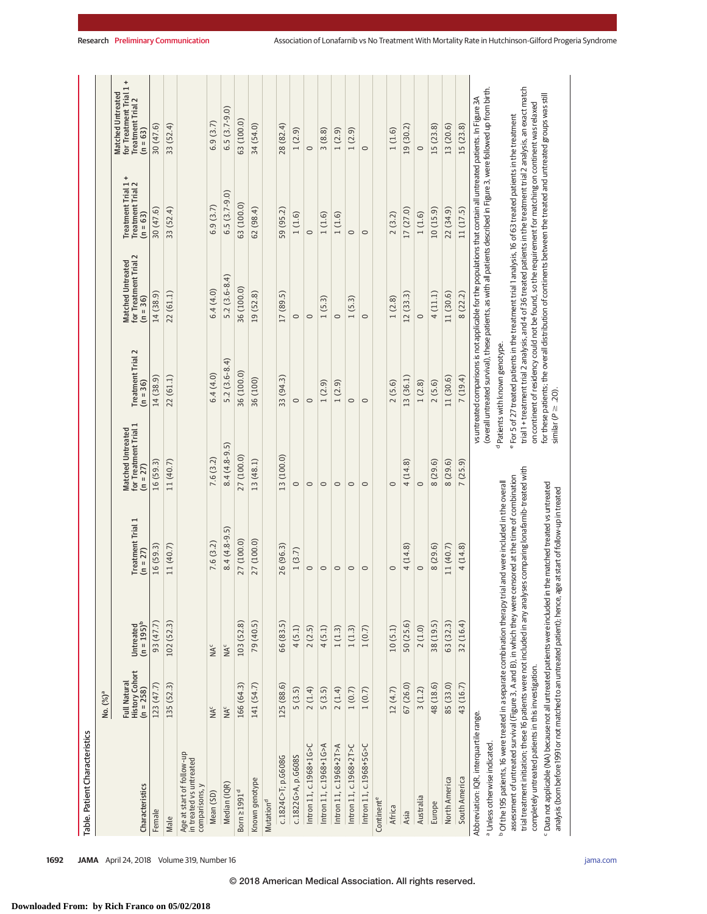**Table. Patient Characteristics**

| Characteristics | Full Natural History Cohort (n = 258) | Untreated (n = 195)[b] | Treatment Trial 1 (n = 27) | Matched Untreated for Treatment Trial 1 (n = 27) | Treatment Trial 2 (n = 36) | Matched Untreated for Treatment Trial 2 (n = 36) | Treatment Trial 1 + Treatment Trial 2 (n = 63) | Matched Untreated for Treatment Trial 1 + Treatment Trial 2 (n = 63) |
|---|---|---|---|---|---|---|---|---|
| | No. (%)[a] | | | | | | | |
| Female | 123 (47.7) | 93 (47.7) | 16 (59.3) | 16 (59.3) | 14 (38.9) | 14 (38.9) | 30 (47.6) | 30 (47.6) |
| Male | 135 (52.3) | 102 (52.3) | 11 (40.7) | 11 (40.7) | 22 (61.1) | 22 (61.1) | 33 (52.4) | 33 (52.4) |
| Age at start of follow-up in treated vs untreated comparisons, y | | | | | | | | |
| Mean (SD) | NA[c] | NA[c] | 7.6 (3.2) | 7.6 (3.2) | 6.4 (4.0) | 6.4 (4.0) | 6.9 (3.7) | 6.9 (3.7) |
| Median (IQR) | NA[c] | NA[c] | 8.4 (4.8-9.5) | 8.4 (4.8-9.5) | 5.2 (3.6-8.4) | 5.2 (3.6-8.4) | 6.5 (3.7-9.0) | 6.5 (3.7-9.0) |
| Born ≥1991[d] | 166 (64.3) | 103 (52.8) | 27 (100.0) | 27 (100.0) | 36 (100.0) | 36 (100.0) | 63 (100.0) | 63 (100.0) |
| Known genotype | 141 (54.7) | 79 (40.5) | 27 (100.0) | 13 (48.1) | 36 (100) | 19 (52.8) | 62 (98.4) | 34 (54.0) |
| Mutation[d] | | | | | | | | |
| c.1824C>T; p.G608G | 125 (88.6) | 66 (83.5) | 26 (96.3) | 13 (100.0) | 33 (94.3) | 17 (89.5) | 59 (95.2) | 28 (82.4) |
| c.1822G>A, p.G608S | 5 (3.5) | 4 (5.1) | 1 (3.7) | 0 | 0 | 0 | 1 (1.6) | 1 (2.9) |
| Intron 11, c.1968+1G>C | 2 (1.4) | 2 (2.5) | 0 | 0 | 0 | 0 | 0 | 0 |
| Intron 11, c.1968+1G>A | 5 (3.5) | 4 (5.1) | 0 | 0 | 1 (2.9) | 1 (5.3) | 1 (1.6) | 3 (8.8) |
| Intron 11, c.1968+2T>A | 2 (1.4) | 1 (1.3) | 0 | 0 | 1 (2.9) | 0 | 1 (1.6) | 1 (2.9) |
| Intron 11, c.1968+2T>C | 1 (0.7) | 1 (1.3) | 0 | 0 | 0 | 1 (5.3) | 0 | 1 (2.9) |
| Intron 11, c.1968+5G>C | 1 (0.7) | 1 (0.7) | 0 | 0 | 0 | 0 | 0 | 0 |
| Continent[e] | | | | | | | | |
| Africa | 12 (4.7) | 10 (5.1) | 0 | 0 | 2 (5.6) | 1 (2.8) | 2 (3.2) | 1 (1.6) |
| Asia | 67 (26.0) | 50 (25.6) | 4 (14.8) | 4 (14.8) | 13 (36.1) | 12 (33.3) | 17 (27.0) | 19 (30.2) |
| Australia | 3 (1.2) | 2 (1.0) | 0 | 0 | 1 (2.8) | 0 | 1 (1.6) | 0 |
| Europe | 48 (18.6) | 38 (19.5) | 8 (29.6) | 8 (29.6) | 2 (5.6) | 4 (11.1) | 10 (15.9) | 15 (23.8) |
| North America | 85 (33.0) | 63 (32.3) | 11 (40.7) | 8 (29.6) | 11 (30.6) | 11 (30.6) | 22 (34.9) | 13 (20.6) |
| South America | 43 (16.7) | 32 (16.4) | 4 (14.8) | 7 (25.9) | 7 (19.4) | 8 (22.2) | 11 (17.5) | 15 (23.8) |

Abbreviation: IQR, interquartile range.

[a] Unless otherwise indicated.

[b] Of the 195 patients, 16 were treated in a separate combination therapy trial and were included in the overall assessment of untreated survival (Figure 3, A and B), in which they were censored at the time of combination trial treatment initiation; these 16 patients were not included in any analyses comparing lonafarnib-treated with completely untreated patients in this investigation.

[c] Data not applicable (NA) because not all untreated patients were included in the matched treated vs untreated analysis (born before 1991 or not matched to an untreated patient); hence, age at start of follow-up in treated vs untreated comparisons is not applicable for the populations that contain all untreated patients. In Figure 3A (overall untreated survival), these patients, as with all patients described in Figure 3, were followed up from birth.

[d] Patients with known genotype.

[e] For 5 of 27 treated patients in the treatment trial 1 analysis, 16 of 63 treated patients in the treatment trial 1 + treatment trial 2 analysis, and 4 of 36 treated patients in the treatment trial 2 analysis, an exact match on continent of residency could not be found, so the requirement for matching on continent was relaxed for these patients; the overall distribution of continents between the treated and untreated groups was still similar ($P \geq .20$).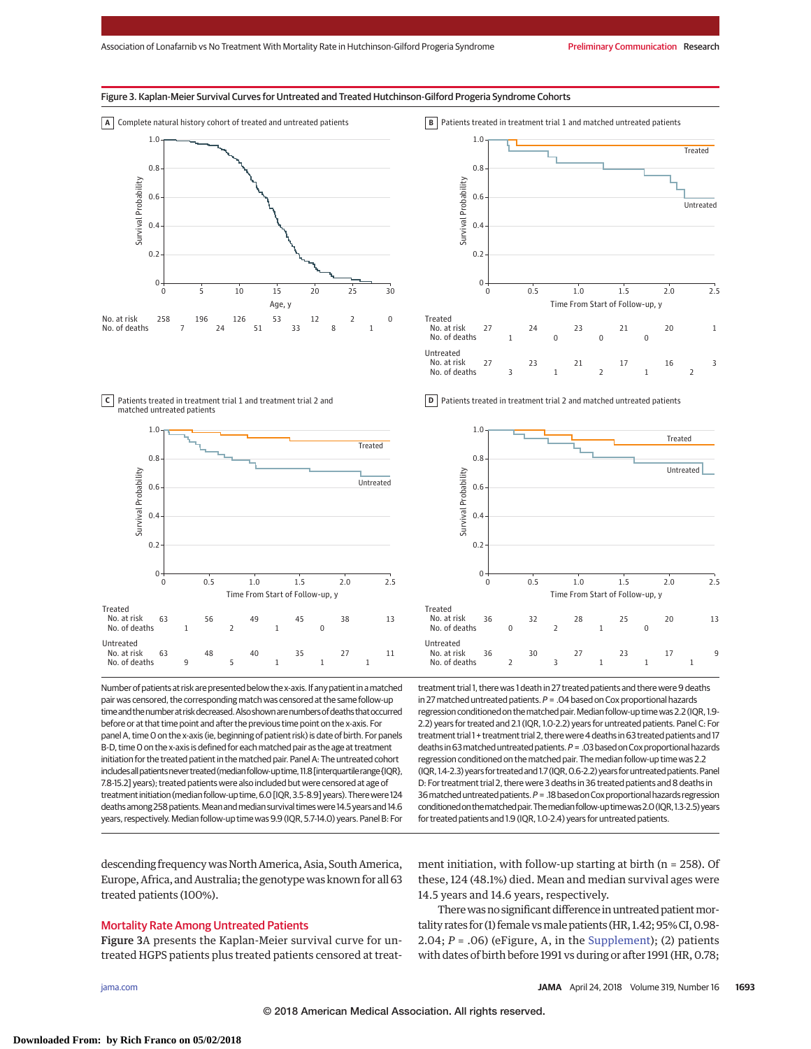Figure 3. Kaplan-Meier Survival Curves for Untreated and Treated Hutchinson-Gilford Progeria Syndrome Cohorts

**A** Complete natural history cohort of treated and untreated patients

| Age, y | 0 | 5 | 10 | 15 | 20 | 25 | 30 |
|---|---|---|---|---|---|---|---|
| No. at risk | 258 | 196 | 126 | 53 | 12 | 2 | 0 |
| No. of deaths | 7 | 24 | 51 | 33 | 8 | 1 | |

**B** Patients treated in treatment trial 1 and matched untreated patients

| Time From Start of Follow-up, y | 0 | 0.5 | 1.0 | 1.5 | 2.0 | 2.5 |
|---|---|---|---|---|---|---|
| Treated No. at risk | 27 | 24 | 23 | 21 | 20 | 1 |
| Treated No. of deaths | 1 | 0 | 0 | 0 | | |
| Untreated No. at risk | 27 | 23 | 21 | 17 | 16 | 3 |
| Untreated No. of deaths | 3 | 1 | 2 | 1 | 2 | |

**C** Patients treated in treatment trial 1 and treatment trial 2 and matched untreated patients

| Time From Start of Follow-up, y | 0 | 0.5 | 1.0 | 1.5 | 2.0 | 2.5 |
|---|---|---|---|---|---|---|
| Treated No. at risk | 63 | 56 | 49 | 45 | 38 | 13 |
| Treated No. of deaths | 1 | 2 | 1 | 0 | | |
| Untreated No. at risk | 63 | 48 | 40 | 35 | 27 | 11 |
| Untreated No. of deaths | 9 | 5 | 1 | 1 | 1 | |

**D** Patients treated in treatment trial 2 and matched untreated patients

| Time From Start of Follow-up, y | 0 | 0.5 | 1.0 | 1.5 | 2.0 | 2.5 |
|---|---|---|---|---|---|---|
| Treated No. at risk | 36 | 32 | 28 | 25 | 20 | 13 |
| Treated No. of deaths | 0 | 2 | 1 | 0 | | |
| Untreated No. at risk | 36 | 30 | 27 | 23 | 17 | 9 |
| Untreated No. of deaths | 2 | 3 | 1 | 1 | 1 | |

Number of patients at risk are presented below the x-axis. If any patient in a matched pair was censored, the corresponding match was censored at the same follow-up time and the number at risk decreased. Also shown are numbers of deaths that occurred before or at that time point and after the previous time point on the x-axis. For panel A, time 0 on the x-axis (ie, beginning of patient risk) is date of birth. For panels B-D, time 0 on the x-axis is defined for each matched pair as the age at treatment initiation for the treated patient in the matched pair. Panel A: The untreated cohort includes all patients never treated (median follow-up time, 11.8 [interquartile range (IQR), 7.8-15.2] years); treated patients were also included but were censored at age of treatment initiation (median follow-up time, 6.0 [IQR, 3.5-8.9] years). There were 124 deaths among 258 patients. Mean and median survival times were 14.5 years and 14.6 years, respectively. Median follow-up time was 9.9 (IQR, 5.7-14.0) years. Panel B: For treatment trial 1, there was 1 death in 27 treated patients and there were 9 deaths in 27 matched untreated patients. *P* = .04 based on Cox proportional hazards regression conditioned on the matched pair. Median follow-up time was 2.2 (IQR, 1.9-2.2) years for treated and 2.1 (IQR, 1.0-2.2) years for untreated patients. Panel C: For treatment trial 1 + treatment trial 2, there were 4 deaths in 63 treated patients and 17 deaths in 63 matched untreated patients. *P* = .03 based on Cox proportional hazards regression conditioned on the matched pair. The median follow-up time was 2.2 (IQR, 1.4-2.3) years for treated and 1.7 (IQR, 0.6-2.2) years for untreated patients. Panel D: For treatment trial 2, there were 3 deaths in 36 treated patients and 8 deaths in 36 matched untreated patients. *P* = .18 based on Cox proportional hazards regression conditioned on the matched pair. The median follow-up time was 2.0 (IQR, 1.3-2.5) years for treated patients and 1.9 (IQR, 1.0-2.4) years for untreated patients.

descending frequency was North America, Asia, South America, Europe, Africa, and Australia; the genotype was known for all 63 treated patients (100%).

## Mortality Rate Among Untreated Patients

**Figure 3**A presents the Kaplan-Meier survival curve for untreated HGPS patients plus treated patients censored at treatment initiation, with follow-up starting at birth (n = 258). Of these, 124 (48.1%) died. Mean and median survival ages were 14.5 years and 14.6 years, respectively.

There was no significant difference in untreated patient mortality rates for (1) female vs male patients (HR, 1.42; 95% CI, 0.98-2.04; *P* = .06) (eFigure, A, in the Supplement); (2) patients with dates of birth before 1991 vs during or after 1991 (HR, 0.78;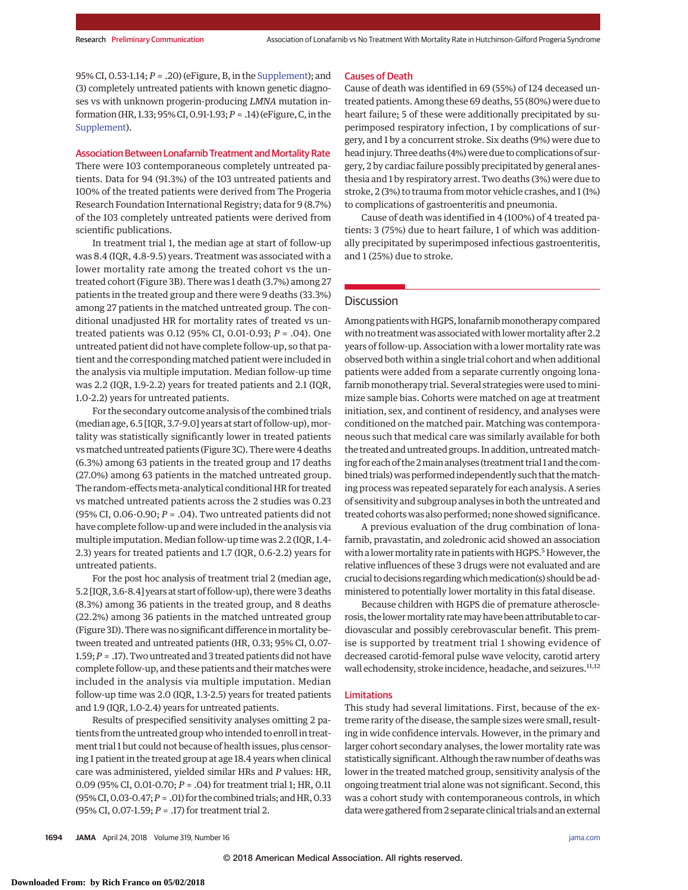95% CI, 0.53-1.14; *P* = .20) (eFigure, B, in the Supplement); and (3) completely untreated patients with known genetic diagnoses vs with unknown progerin-producing *LMNA* mutation information (HR, 1.33; 95% CI, 0.91-1.93; *P* = .14) (eFigure, C, in the Supplement).

### Association Between Lonafarnib Treatment and Mortality Rate

There were 103 contemporaneous completely untreated patients. Data for 94 (91.3%) of the 103 untreated patients and 100% of the treated patients were derived from The Progeria Research Foundation International Registry; data for 9 (8.7%) of the 103 completely untreated patients were derived from scientific publications.

In treatment trial 1, the median age at start of follow-up was 8.4 (IQR, 4.8-9.5) years. Treatment was associated with a lower mortality rate among the treated cohort vs the untreated cohort (Figure 3B). There was 1 death (3.7%) among 27 patients in the treated group and there were 9 deaths (33.3%) among 27 patients in the matched untreated group. The conditional unadjusted HR for mortality rates of treated vs untreated patients was 0.12 (95% CI, 0.01-0.93; *P* = .04). One untreated patient did not have complete follow-up, so that patient and the corresponding matched patient were included in the analysis via multiple imputation. Median follow-up time was 2.2 (IQR, 1.9-2.2) years for treated patients and 2.1 (IQR, 1.0-2.2) years for untreated patients.

For the secondary outcome analysis of the combined trials (median age, 6.5 [IQR, 3.7-9.0] years at start of follow-up), mortality was statistically significantly lower in treated patients vs matched untreated patients (Figure 3C). There were 4 deaths (6.3%) among 63 patients in the treated group and 17 deaths (27.0%) among 63 patients in the matched untreated group. The random-effects meta-analytical conditional HR for treated vs matched untreated patients across the 2 studies was 0.23 (95% CI, 0.06-0.90; *P* = .04). Two untreated patients did not have complete follow-up and were included in the analysis via multiple imputation. Median follow-up time was 2.2 (IQR, 1.4-2.3) years for treated patients and 1.7 (IQR, 0.6-2.2) years for untreated patients.

For the post hoc analysis of treatment trial 2 (median age, 5.2 [IQR, 3.6-8.4] years at start of follow-up), there were 3 deaths (8.3%) among 36 patients in the treated group, and 8 deaths (22.2%) among 36 patients in the matched untreated group (Figure 3D). There was no significant difference in mortality between treated and untreated patients (HR, 0.33; 95% CI, 0.07-1.59; *P* = .17). Two untreated and 3 treated patients did not have complete follow-up, and these patients and their matches were included in the analysis via multiple imputation. Median follow-up time was 2.0 (IQR, 1.3-2.5) years for treated patients and 1.9 (IQR, 1.0-2.4) years for untreated patients.

Results of prespecified sensitivity analyses omitting 2 patients from the untreated group who intended to enroll in treatment trial 1 but could not because of health issues, plus censoring 1 patient in the treated group at age 18.4 years when clinical care was administered, yielded similar HRs and *P* values: HR, 0.09 (95% CI, 0.01-0.70; *P* = .04) for treatment trial 1; HR, 0.11 (95% CI, 0.03-0.47; *P* = .01) for the combined trials; and HR, 0.33 (95% CI, 0.07-1.59; *P* = .17) for treatment trial 2.

### Causes of Death

Cause of death was identified in 69 (55%) of 124 deceased untreated patients. Among these 69 deaths, 55 (80%) were due to heart failure; 5 of these were additionally precipitated by superimposed respiratory infection, 1 by complications of surgery, and 1 by a concurrent stroke. Six deaths (9%) were due to head injury. Three deaths (4%) were due to complications of surgery, 2 by cardiac failure possibly precipitated by general anesthesia and 1 by respiratory arrest. Two deaths (3%) were due to stroke, 2 (3%) to trauma from motor vehicle crashes, and 1 (1%) to complications of gastroenteritis and pneumonia.

Cause of death was identified in 4 (100%) of 4 treated patients: 3 (75%) due to heart failure, 1 of which was additionally precipitated by superimposed infectious gastroenteritis, and 1 (25%) due to stroke.

## Discussion

Among patients with HGPS, lonafarnib monotherapy compared with no treatment was associated with lower mortality after 2.2 years of follow-up. Association with a lower mortality rate was observed both within a single trial cohort and when additional patients were added from a separate currently ongoing lonafarnib monotherapy trial. Several strategies were used to minimize sample bias. Cohorts were matched on age at treatment initiation, sex, and continent of residency, and analyses were conditioned on the matched pair. Matching was contemporaneous such that medical care was similarly available for both the treated and untreated groups. In addition, untreated matching for each of the 2 main analyses (treatment trial 1 and the combined trials) was performed independently such that the matching process was repeated separately for each analysis. A series of sensitivity and subgroup analyses in both the untreated and treated cohorts was also performed; none showed significance.

A previous evaluation of the drug combination of lonafarnib, pravastatin, and zoledronic acid showed an association with a lower mortality rate in patients with HGPS.[5] However, the relative influences of these 3 drugs were not evaluated and are crucial to decisions regarding which medication(s) should be administered to potentially lower mortality in this fatal disease.

Because children with HGPS die of premature atherosclerosis, the lower mortality rate may have been attributable to cardiovascular and possibly cerebrovascular benefit. This premise is supported by treatment trial 1 showing evidence of decreased carotid-femoral pulse wave velocity, carotid artery wall echodensity, stroke incidence, headache, and seizures.[11,12]

### Limitations

This study had several limitations. First, because of the extreme rarity of the disease, the sample sizes were small, resulting in wide confidence intervals. However, in the primary and larger cohort secondary analyses, the lower mortality rate was statistically significant. Although the raw number of deaths was lower in the treated matched group, sensitivity analysis of the ongoing treatment trial alone was not significant. Second, this was a cohort study with contemporaneous controls, in which data were gathered from 2 separate clinical trials and an external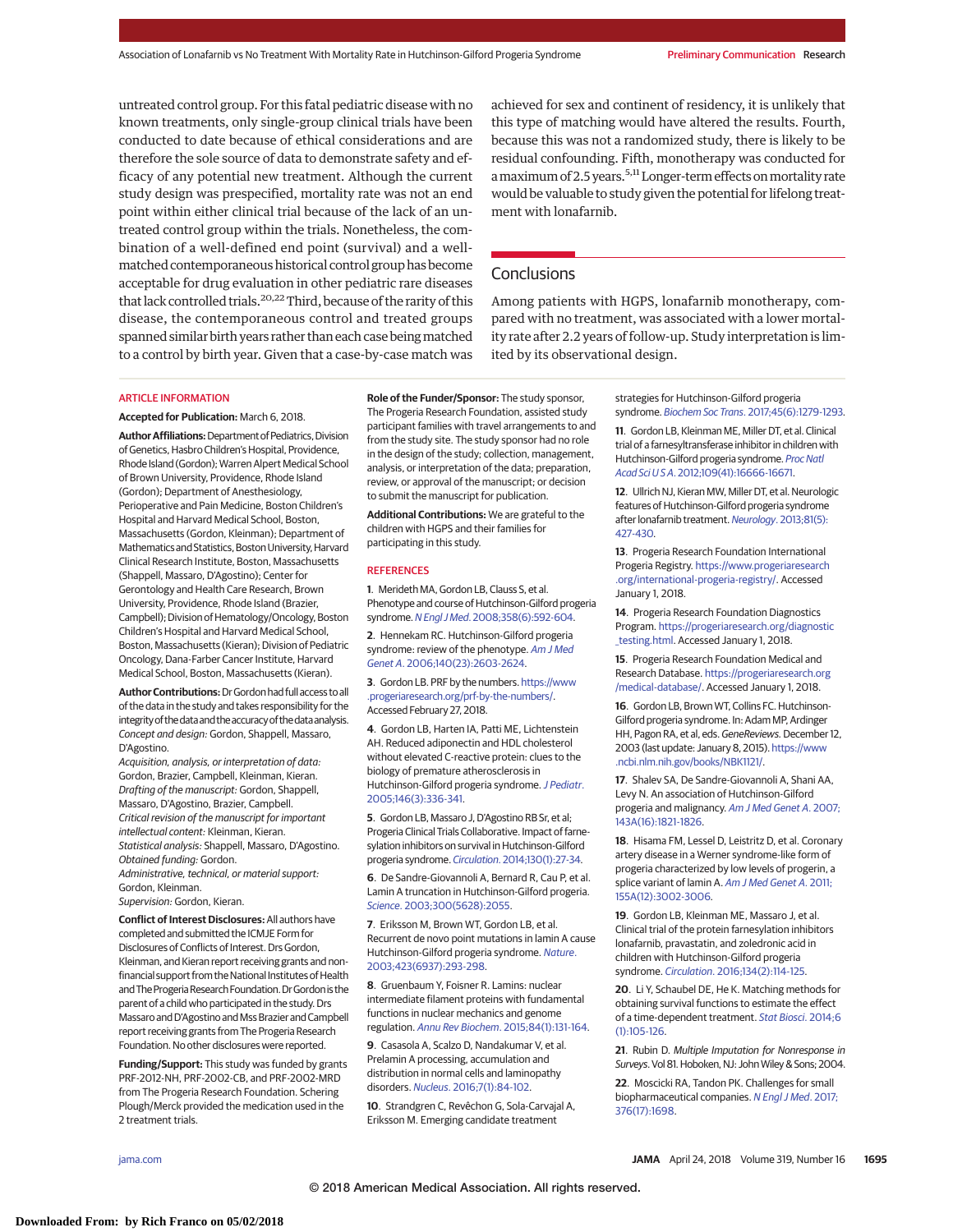untreated control group. For this fatal pediatric disease with no known treatments, only single-group clinical trials have been conducted to date because of ethical considerations and are therefore the sole source of data to demonstrate safety and efficacy of any potential new treatment. Although the current study design was prespecified, mortality rate was not an end point within either clinical trial because of the lack of an untreated control group within the trials. Nonetheless, the combination of a well-defined end point (survival) and a well-matched contemporaneous historical control group has become acceptable for drug evaluation in other pediatric rare diseases that lack controlled trials.[20,22] Third, because of the rarity of this disease, the contemporaneous control and treated groups spanned similar birth years rather than each case being matched to a control by birth year. Given that a case-by-case match was achieved for sex and continent of residency, it is unlikely that this type of matching would have altered the results. Fourth, because this was not a randomized study, there is likely to be residual confounding. Fifth, monotherapy was conducted for a maximum of 2.5 years.[5,11] Longer-term effects on mortality rate would be valuable to study given the potential for lifelong treatment with lonafarnib.

## Conclusions

Among patients with HGPS, lonafarnib monotherapy, compared with no treatment, was associated with a lower mortality rate after 2.2 years of follow-up. Study interpretation is limited by its observational design.

ARTICLE INFORMATION

**Accepted for Publication:** March 6, 2018.

**Author Affiliations:** Department of Pediatrics, Division of Genetics, Hasbro Children's Hospital, Providence, Rhode Island (Gordon); Warren Alpert Medical School of Brown University, Providence, Rhode Island (Gordon); Department of Anesthesiology, Perioperative and Pain Medicine, Boston Children's Hospital and Harvard Medical School, Boston, Massachusetts (Gordon, Kleinman); Department of Mathematics and Statistics, Boston University, Harvard Clinical Research Institute, Boston, Massachusetts (Shappell, Massaro, D'Agostino); Center for Gerontology and Health Care Research, Brown University, Providence, Rhode Island (Brazier, Campbell); Division of Hematology/Oncology, Boston Children's Hospital and Harvard Medical School, Boston, Massachusetts (Kieran); Division of Pediatric Oncology, Dana-Farber Cancer Institute, Harvard Medical School, Boston, Massachusetts (Kieran).

**Author Contributions:** Dr Gordon had full access to all of the data in the study and takes responsibility for the integrity of the data and the accuracy of the data analysis.
*Concept and design:* Gordon, Shappell, Massaro, D'Agostino.
*Acquisition, analysis, or interpretation of data:* Gordon, Brazier, Campbell, Kleinman, Kieran.
*Drafting of the manuscript:* Gordon, Shappell, Massaro, D'Agostino, Brazier, Campbell.
*Critical revision of the manuscript for important intellectual content:* Kleinman, Kieran.
*Statistical analysis:* Shappell, Massaro, D'Agostino.
*Obtained funding:* Gordon.
*Administrative, technical, or material support:* Gordon, Kleinman.
*Supervision:* Gordon, Kieran.

**Conflict of Interest Disclosures:** All authors have completed and submitted the ICMJE Form for Disclosures of Conflicts of Interest. Drs Gordon, Kleinman, and Kieran report receiving grants and nonfinancial support from the National Institutes of Health and The Progeria Research Foundation. Dr Gordon is the parent of a child who participated in the study. Drs Massaro and D'Agostino and Mss Brazier and Campbell report receiving grants from The Progeria Research Foundation. No other disclosures were reported.

**Funding/Support:** This study was funded by grants PRF-2012-NH, PRF-2002-CB, and PRF-2002-MRD from The Progeria Research Foundation. Schering Plough/Merck provided the medication used in the 2 treatment trials.

**Role of the Funder/Sponsor:** The study sponsor, The Progeria Research Foundation, assisted study participant families with travel arrangements to and from the study site. The study sponsor had no role in the design of the study; collection, management, analysis, or interpretation of the data; preparation, review, or approval of the manuscript; or decision to submit the manuscript for publication.

**Additional Contributions:** We are grateful to the children with HGPS and their families for participating in this study.

REFERENCES

1. Merideth MA, Gordon LB, Clauss S, et al. Phenotype and course of Hutchinson-Gilford progeria syndrome. *N Engl J Med*. 2008;358(6):592-604.

2. Hennekam RC. Hutchinson-Gilford progeria syndrome: review of the phenotype. *Am J Med Genet A*. 2006;140(23):2603-2624.

3. Gordon LB. PRF by the numbers. https://www.progeriaresearch.org/prf-by-the-numbers/. Accessed February 27, 2018.

4. Gordon LB, Harten IA, Patti ME, Lichtenstein AH. Reduced adiponectin and HDL cholesterol without elevated C-reactive protein: clues to the biology of premature atherosclerosis in Hutchinson-Gilford progeria syndrome. *J Pediatr*. 2005;146(3):336-341.

5. Gordon LB, Massaro J, D'Agostino RB Sr, et al; Progeria Clinical Trials Collaborative. Impact of farnesylation inhibitors on survival in Hutchinson-Gilford progeria syndrome. *Circulation*. 2014;130(1):27-34.

6. De Sandre-Giovannoli A, Bernard R, Cau P, et al. Lamin A truncation in Hutchinson-Gilford progeria. *Science*. 2003;300(5628):2055.

7. Eriksson M, Brown WT, Gordon LB, et al. Recurrent de novo point mutations in lamin A cause Hutchinson-Gilford progeria syndrome. *Nature*. 2003;423(6937):293-298.

8. Gruenbaum Y, Foisner R. Lamins: nuclear intermediate filament proteins with fundamental functions in nuclear mechanics and genome regulation. *Annu Rev Biochem*. 2015;84(1):131-164.

9. Casasola A, Scalzo D, Nandakumar V, et al. Prelamin A processing, accumulation and distribution in normal cells and laminopathy disorders. *Nucleus*. 2016;7(1):84-102.

10. Strandgren C, Revêchon G, Sola-Carvajal A, Eriksson M. Emerging candidate treatment strategies for Hutchinson-Gilford progeria syndrome. *Biochem Soc Trans*. 2017;45(6):1279-1293.

11. Gordon LB, Kleinman ME, Miller DT, et al. Clinical trial of a farnesyltransferase inhibitor in children with Hutchinson-Gilford progeria syndrome. *Proc Natl Acad Sci U S A*. 2012;109(41):16666-16671.

12. Ullrich NJ, Kieran MW, Miller DT, et al. Neurologic features of Hutchinson-Gilford progeria syndrome after lonafarnib treatment. *Neurology*. 2013;81(5):427-430.

13. Progeria Research Foundation International Progeria Registry. https://www.progeriaresearch.org/international-progeria-registry/. Accessed January 1, 2018.

14. Progeria Research Foundation Diagnostics Program. https://progeriaresearch.org/diagnostic_testing.html. Accessed January 1, 2018.

15. Progeria Research Foundation Medical and Research Database. https://progeriaresearch.org/medical-database/. Accessed January 1, 2018.

16. Gordon LB, Brown WT, Collins FC. Hutchinson-Gilford progeria syndrome. In: Adam MP, Ardinger HH, Pagon RA, et al, eds. *GeneReviews*. December 12, 2003 (last update: January 8, 2015). https://www.ncbi.nlm.nih.gov/books/NBK1121/.

17. Shalev SA, De Sandre-Giovannoli A, Shani AA, Levy N. An association of Hutchinson-Gilford progeria and malignancy. *Am J Med Genet A*. 2007;143A(16):1821-1826.

18. Hisama FM, Lessel D, Leistritz D, et al. Coronary artery disease in a Werner syndrome-like form of progeria characterized by low levels of progerin, a splice variant of lamin A. *Am J Med Genet A*. 2011;155A(12):3002-3006.

19. Gordon LB, Kleinman ME, Massaro J, et al. Clinical trial of the protein farnesylation inhibitors lonafarnib, pravastatin, and zoledronic acid in children with Hutchinson-Gilford progeria syndrome. *Circulation*. 2016;134(2):114-125.

20. Li Y, Schaubel DE, He K. Matching methods for obtaining survival functions to estimate the effect of a time-dependent treatment. *Stat Biosci*. 2014;6(1):105-126.

21. Rubin D. *Multiple Imputation for Nonresponse in Surveys*. Vol 81. Hoboken, NJ: John Wiley & Sons; 2004.

22. Moscicki RA, Tandon PK. Challenges for small biopharmaceutical companies. *N Engl J Med*. 2017;376(17):1698.